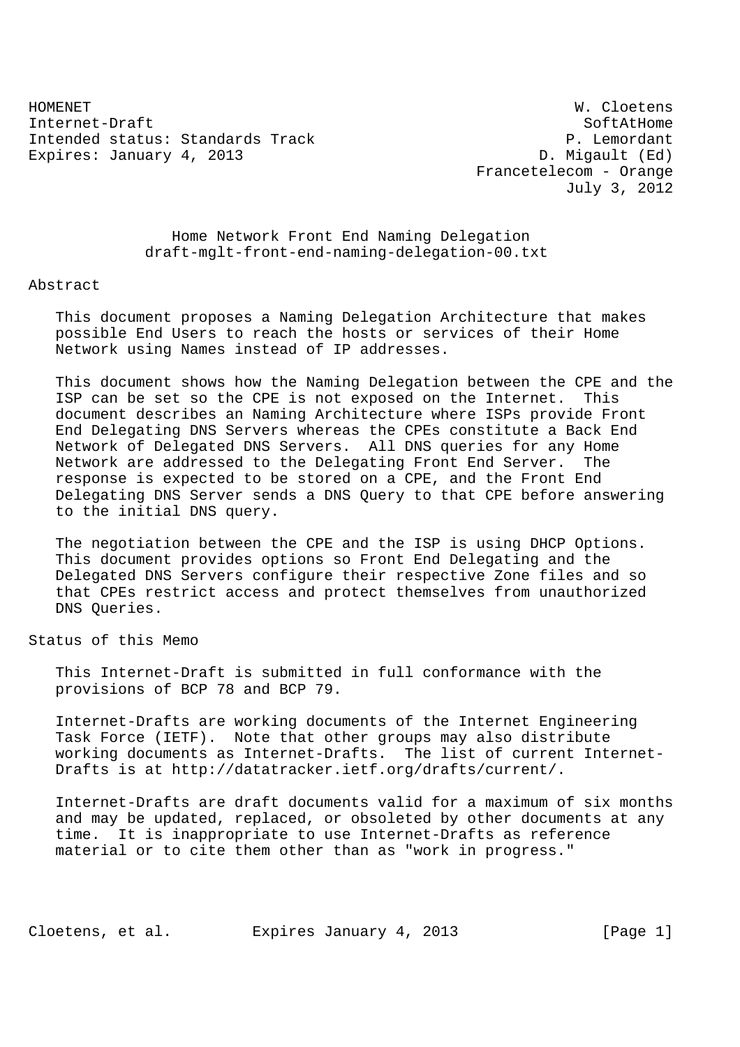HOMENET W. Cloetens
Internet-Draft SoftAtHome
Intended status: Standards Track P. Lemordant
Expires: January 4, 2013 D. Migault (Ed)
Francetelecom - Orange
July 3, 2012

# Home Network Front End Naming Delegation
## draft-mglt-front-end-naming-delegation-00.txt

## Abstract

This document proposes a Naming Delegation Architecture that makes possible End Users to reach the hosts or services of their Home Network using Names instead of IP addresses.

This document shows how the Naming Delegation between the CPE and the ISP can be set so the CPE is not exposed on the Internet. This document describes an Naming Architecture where ISPs provide Front End Delegating DNS Servers whereas the CPEs constitute a Back End Network of Delegated DNS Servers. All DNS queries for any Home Network are addressed to the Delegating Front End Server. The response is expected to be stored on a CPE, and the Front End Delegating DNS Server sends a DNS Query to that CPE before answering to the initial DNS query.

The negotiation between the CPE and the ISP is using DHCP Options. This document provides options so Front End Delegating and the Delegated DNS Servers configure their respective Zone files and so that CPEs restrict access and protect themselves from unauthorized DNS Queries.

## Status of this Memo

This Internet-Draft is submitted in full conformance with the provisions of BCP 78 and BCP 79.

Internet-Drafts are working documents of the Internet Engineering Task Force (IETF). Note that other groups may also distribute working documents as Internet-Drafts. The list of current Internet-Drafts is at http://datatracker.ietf.org/drafts/current/.

Internet-Drafts are draft documents valid for a maximum of six months and may be updated, replaced, or obsoleted by other documents at any time. It is inappropriate to use Internet-Drafts as reference material or to cite them other than as "work in progress."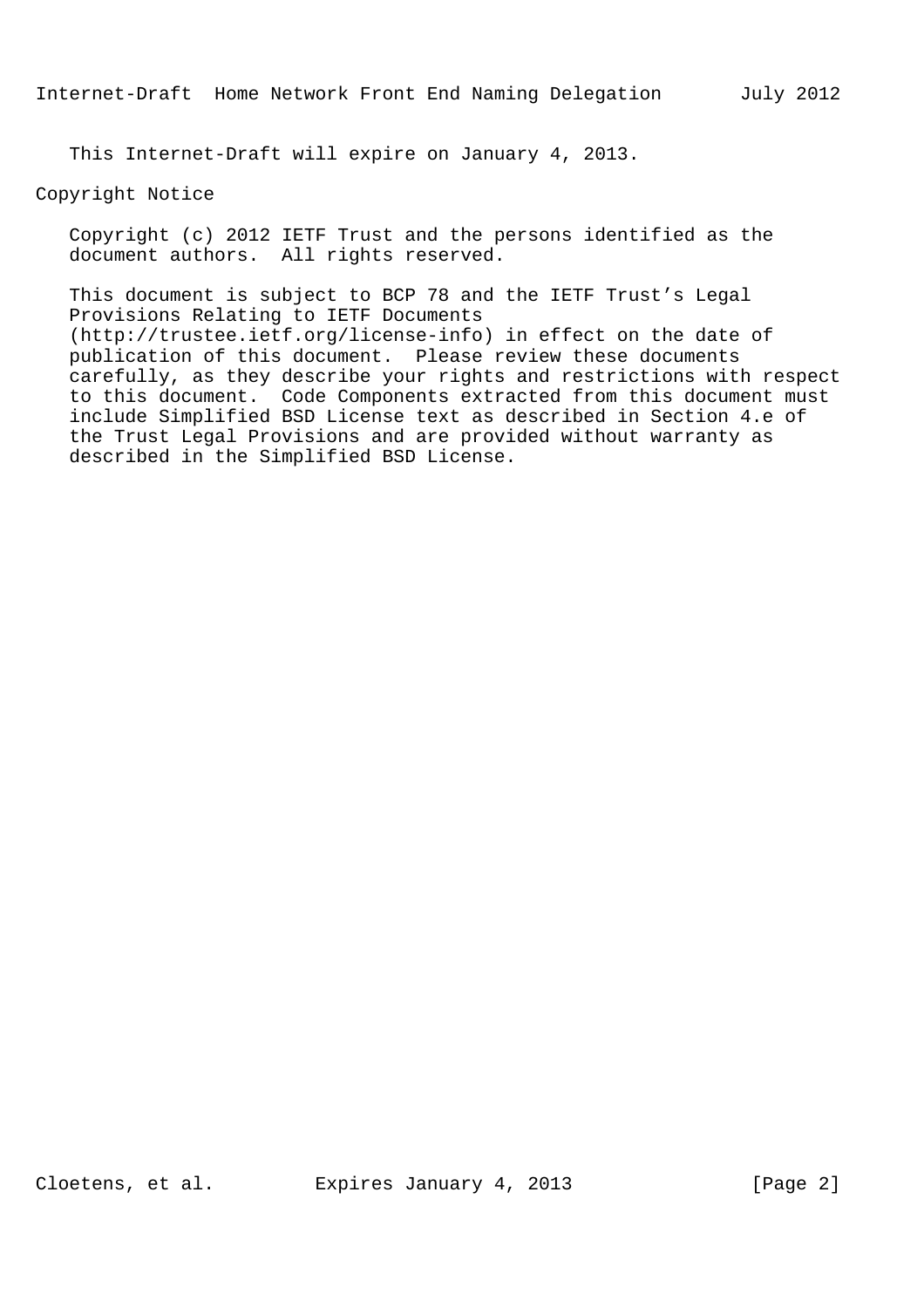This Internet-Draft will expire on January 4, 2013.

## Copyright Notice

Copyright (c) 2012 IETF Trust and the persons identified as the document authors. All rights reserved.

This document is subject to BCP 78 and the IETF Trust's Legal Provisions Relating to IETF Documents (http://trustee.ietf.org/license-info) in effect on the date of publication of this document. Please review these documents carefully, as they describe your rights and restrictions with respect to this document. Code Components extracted from this document must include Simplified BSD License text as described in Section 4.e of the Trust Legal Provisions and are provided without warranty as described in the Simplified BSD License.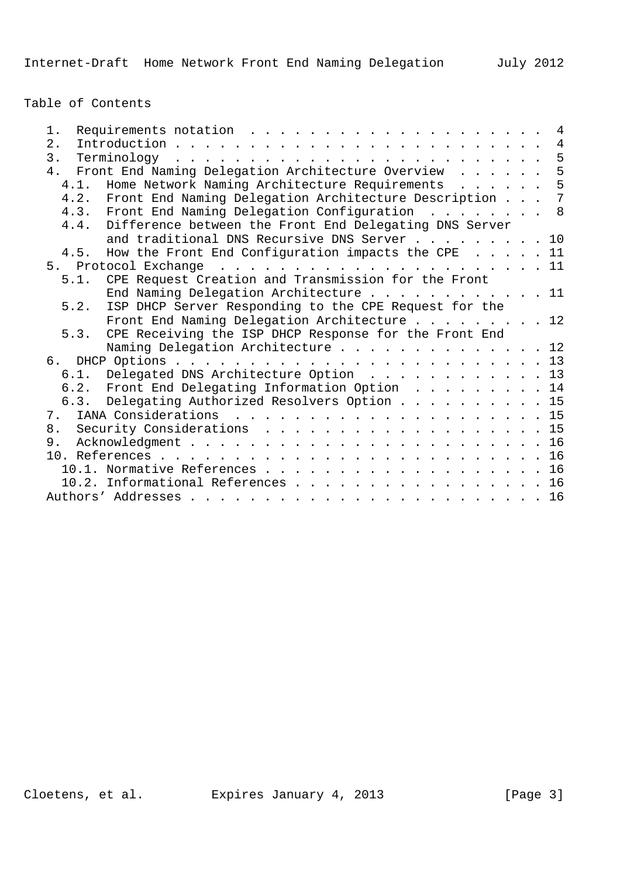## Table of Contents

- 1. Requirements notation . . . . . . . . . . . . . . . . . . . . . 4
- 2. Introduction . . . . . . . . . . . . . . . . . . . . . . . . . . 4
- 3. Terminology . . . . . . . . . . . . . . . . . . . . . . . . . . 5
- 4. Front End Naming Delegation Architecture Overview . . . . . . 5
  - 4.1. Home Network Naming Architecture Requirements . . . . . . 5
  - 4.2. Front End Naming Delegation Architecture Description . . . 7
  - 4.3. Front End Naming Delegation Configuration . . . . . . . . 8
  - 4.4. Difference between the Front End Delegating DNS Server and traditional DNS Recursive DNS Server . . . . . . . . . 10
  - 4.5. How the Front End Configuration impacts the CPE . . . . . 11
- 5. Protocol Exchange . . . . . . . . . . . . . . . . . . . . . . . 11
  - 5.1. CPE Request Creation and Transmission for the Front End Naming Delegation Architecture . . . . . . . . . . . . 11
  - 5.2. ISP DHCP Server Responding to the CPE Request for the Front End Naming Delegation Architecture . . . . . . . . . 12
  - 5.3. CPE Receiving the ISP DHCP Response for the Front End Naming Delegation Architecture . . . . . . . . . . . . . . . 12
- 6. DHCP Options . . . . . . . . . . . . . . . . . . . . . . . . . . 13
  - 6.1. Delegated DNS Architecture Option . . . . . . . . . . . . 13
  - 6.2. Front End Delegating Information Option . . . . . . . . . 14
  - 6.3. Delegating Authorized Resolvers Option . . . . . . . . . . 15
- 7. IANA Considerations . . . . . . . . . . . . . . . . . . . . . . 15
- 8. Security Considerations . . . . . . . . . . . . . . . . . . . . 15
- 9. Acknowledgment . . . . . . . . . . . . . . . . . . . . . . . . . 16
- 10. References . . . . . . . . . . . . . . . . . . . . . . . . . . 16
  - 10.1. Normative References . . . . . . . . . . . . . . . . . . . 16
  - 10.2. Informational References . . . . . . . . . . . . . . . . . 16
- Authors' Addresses . . . . . . . . . . . . . . . . . . . . . . . . 16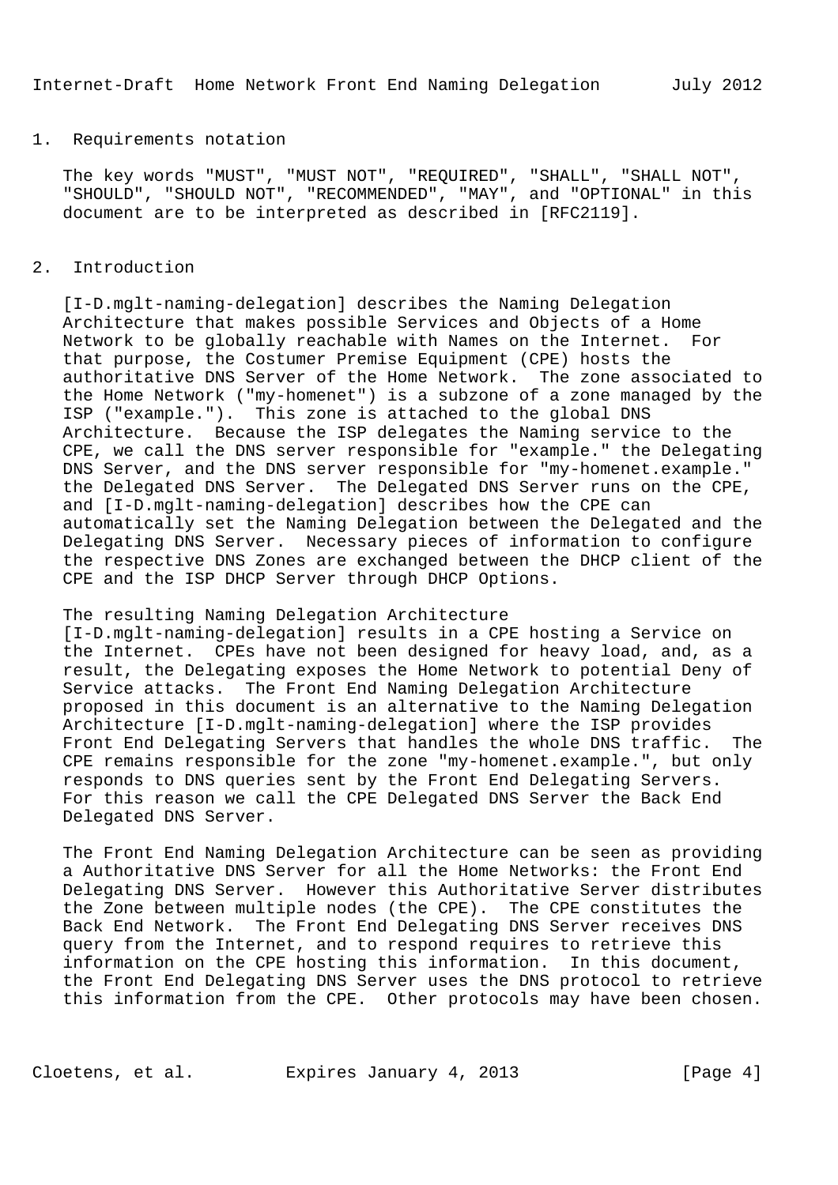## 1. Requirements notation

The key words "MUST", "MUST NOT", "REQUIRED", "SHALL", "SHALL NOT", "SHOULD", "SHOULD NOT", "RECOMMENDED", "MAY", and "OPTIONAL" in this document are to be interpreted as described in [RFC2119].

## 2. Introduction

[I-D.mglt-naming-delegation] describes the Naming Delegation Architecture that makes possible Services and Objects of a Home Network to be globally reachable with Names on the Internet. For that purpose, the Costumer Premise Equipment (CPE) hosts the authoritative DNS Server of the Home Network. The zone associated to the Home Network ("my-homenet") is a subzone of a zone managed by the ISP ("example."). This zone is attached to the global DNS Architecture. Because the ISP delegates the Naming service to the CPE, we call the DNS server responsible for "example." the Delegating DNS Server, and the DNS server responsible for "my-homenet.example." the Delegated DNS Server. The Delegated DNS Server runs on the CPE, and [I-D.mglt-naming-delegation] describes how the CPE can automatically set the Naming Delegation between the Delegated and the Delegating DNS Server. Necessary pieces of information to configure the respective DNS Zones are exchanged between the DHCP client of the CPE and the ISP DHCP Server through DHCP Options.

The resulting Naming Delegation Architecture [I-D.mglt-naming-delegation] results in a CPE hosting a Service on the Internet. CPEs have not been designed for heavy load, and, as a result, the Delegating exposes the Home Network to potential Deny of Service attacks. The Front End Naming Delegation Architecture proposed in this document is an alternative to the Naming Delegation Architecture [I-D.mglt-naming-delegation] where the ISP provides Front End Delegating Servers that handles the whole DNS traffic. The CPE remains responsible for the zone "my-homenet.example.", but only responds to DNS queries sent by the Front End Delegating Servers. For this reason we call the CPE Delegated DNS Server the Back End Delegated DNS Server.

The Front End Naming Delegation Architecture can be seen as providing a Authoritative DNS Server for all the Home Networks: the Front End Delegating DNS Server. However this Authoritative Server distributes the Zone between multiple nodes (the CPE). The CPE constitutes the Back End Network. The Front End Delegating DNS Server receives DNS query from the Internet, and to respond requires to retrieve this information on the CPE hosting this information. In this document, the Front End Delegating DNS Server uses the DNS protocol to retrieve this information from the CPE. Other protocols may have been chosen.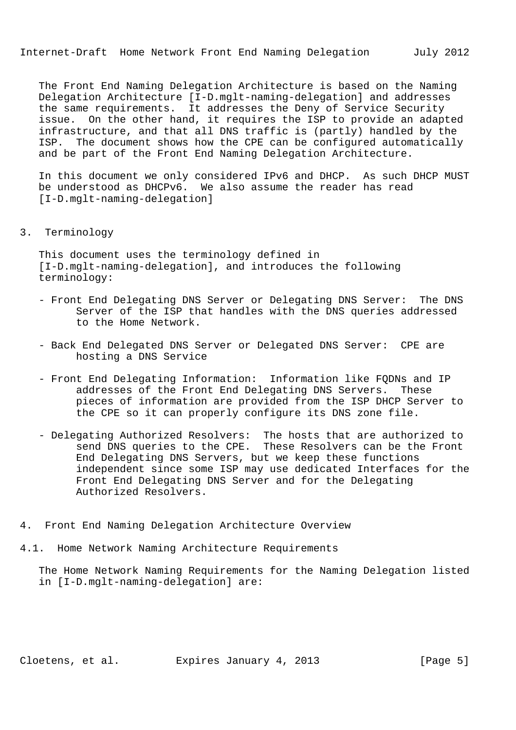The Front End Naming Delegation Architecture is based on the Naming Delegation Architecture [I-D.mglt-naming-delegation] and addresses the same requirements. It addresses the Deny of Service Security issue. On the other hand, it requires the ISP to provide an adapted infrastructure, and that all DNS traffic is (partly) handled by the ISP. The document shows how the CPE can be configured automatically and be part of the Front End Naming Delegation Architecture.

In this document we only considered IPv6 and DHCP. As such DHCP MUST be understood as DHCPv6. We also assume the reader has read [I-D.mglt-naming-delegation]

## 3. Terminology

This document uses the terminology defined in [I-D.mglt-naming-delegation], and introduces the following terminology:

- Front End Delegating DNS Server or Delegating DNS Server: The DNS Server of the ISP that handles with the DNS queries addressed to the Home Network.

- Back End Delegated DNS Server or Delegated DNS Server: CPE are hosting a DNS Service

- Front End Delegating Information: Information like FQDNs and IP addresses of the Front End Delegating DNS Servers. These pieces of information are provided from the ISP DHCP Server to the CPE so it can properly configure its DNS zone file.

- Delegating Authorized Resolvers: The hosts that are authorized to send DNS queries to the CPE. These Resolvers can be the Front End Delegating DNS Servers, but we keep these functions independent since some ISP may use dedicated Interfaces for the Front End Delegating DNS Server and for the Delegating Authorized Resolvers.

## 4. Front End Naming Delegation Architecture Overview

### 4.1. Home Network Naming Architecture Requirements

The Home Network Naming Requirements for the Naming Delegation listed in [I-D.mglt-naming-delegation] are: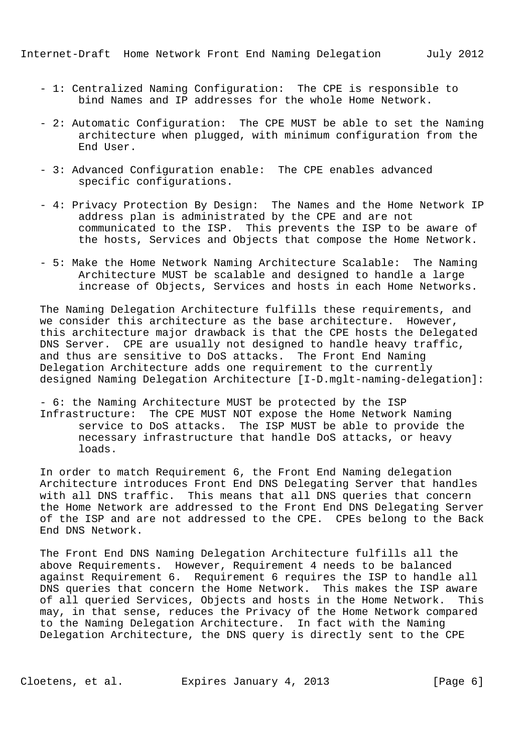- 1: Centralized Naming Configuration: The CPE is responsible to bind Names and IP addresses for the whole Home Network.

- 2: Automatic Configuration: The CPE MUST be able to set the Naming architecture when plugged, with minimum configuration from the End User.

- 3: Advanced Configuration enable: The CPE enables advanced specific configurations.

- 4: Privacy Protection By Design: The Names and the Home Network IP address plan is administrated by the CPE and are not communicated to the ISP. This prevents the ISP to be aware of the hosts, Services and Objects that compose the Home Network.

- 5: Make the Home Network Naming Architecture Scalable: The Naming Architecture MUST be scalable and designed to handle a large increase of Objects, Services and hosts in each Home Networks.

The Naming Delegation Architecture fulfills these requirements, and we consider this architecture as the base architecture. However, this architecture major drawback is that the CPE hosts the Delegated DNS Server. CPE are usually not designed to handle heavy traffic, and thus are sensitive to DoS attacks. The Front End Naming Delegation Architecture adds one requirement to the currently designed Naming Delegation Architecture [I-D.mglt-naming-delegation]:

- 6: the Naming Architecture MUST be protected by the ISP Infrastructure: The CPE MUST NOT expose the Home Network Naming service to DoS attacks. The ISP MUST be able to provide the necessary infrastructure that handle DoS attacks, or heavy loads.

In order to match Requirement 6, the Front End Naming delegation Architecture introduces Front End DNS Delegating Server that handles with all DNS traffic. This means that all DNS queries that concern the Home Network are addressed to the Front End DNS Delegating Server of the ISP and are not addressed to the CPE. CPEs belong to the Back End DNS Network.

The Front End DNS Naming Delegation Architecture fulfills all the above Requirements. However, Requirement 4 needs to be balanced against Requirement 6. Requirement 6 requires the ISP to handle all DNS queries that concern the Home Network. This makes the ISP aware of all queried Services, Objects and hosts in the Home Network. This may, in that sense, reduces the Privacy of the Home Network compared to the Naming Delegation Architecture. In fact with the Naming Delegation Architecture, the DNS query is directly sent to the CPE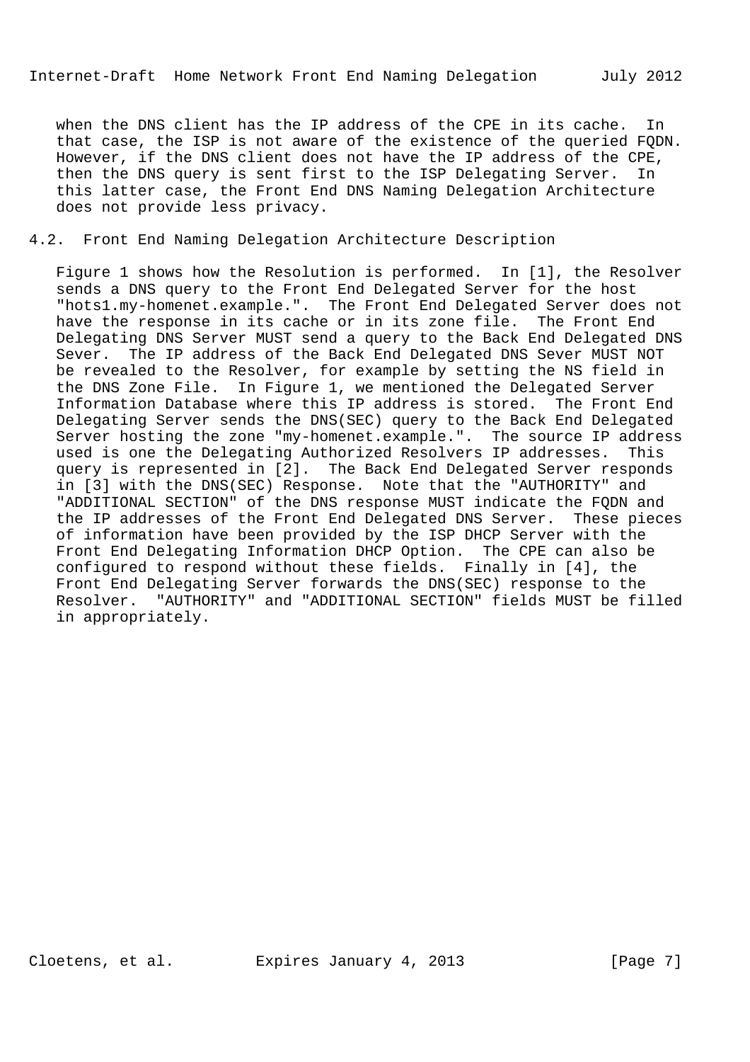when the DNS client has the IP address of the CPE in its cache. In that case, the ISP is not aware of the existence of the queried FQDN. However, if the DNS client does not have the IP address of the CPE, then the DNS query is sent first to the ISP Delegating Server. In this latter case, the Front End DNS Naming Delegation Architecture does not provide less privacy.

## 4.2. Front End Naming Delegation Architecture Description

Figure 1 shows how the Resolution is performed. In [1], the Resolver sends a DNS query to the Front End Delegated Server for the host "hots1.my-homenet.example.". The Front End Delegated Server does not have the response in its cache or in its zone file. The Front End Delegating DNS Server MUST send a query to the Back End Delegated DNS Sever. The IP address of the Back End Delegated DNS Sever MUST NOT be revealed to the Resolver, for example by setting the NS field in the DNS Zone File. In Figure 1, we mentioned the Delegated Server Information Database where this IP address is stored. The Front End Delegating Server sends the DNS(SEC) query to the Back End Delegated Server hosting the zone "my-homenet.example.". The source IP address used is one the Delegating Authorized Resolvers IP addresses. This query is represented in [2]. The Back End Delegated Server responds in [3] with the DNS(SEC) Response. Note that the "AUTHORITY" and "ADDITIONAL SECTION" of the DNS response MUST indicate the FQDN and the IP addresses of the Front End Delegated DNS Server. These pieces of information have been provided by the ISP DHCP Server with the Front End Delegating Information DHCP Option. The CPE can also be configured to respond without these fields. Finally in [4], the Front End Delegating Server forwards the DNS(SEC) response to the Resolver. "AUTHORITY" and "ADDITIONAL SECTION" fields MUST be filled in appropriately.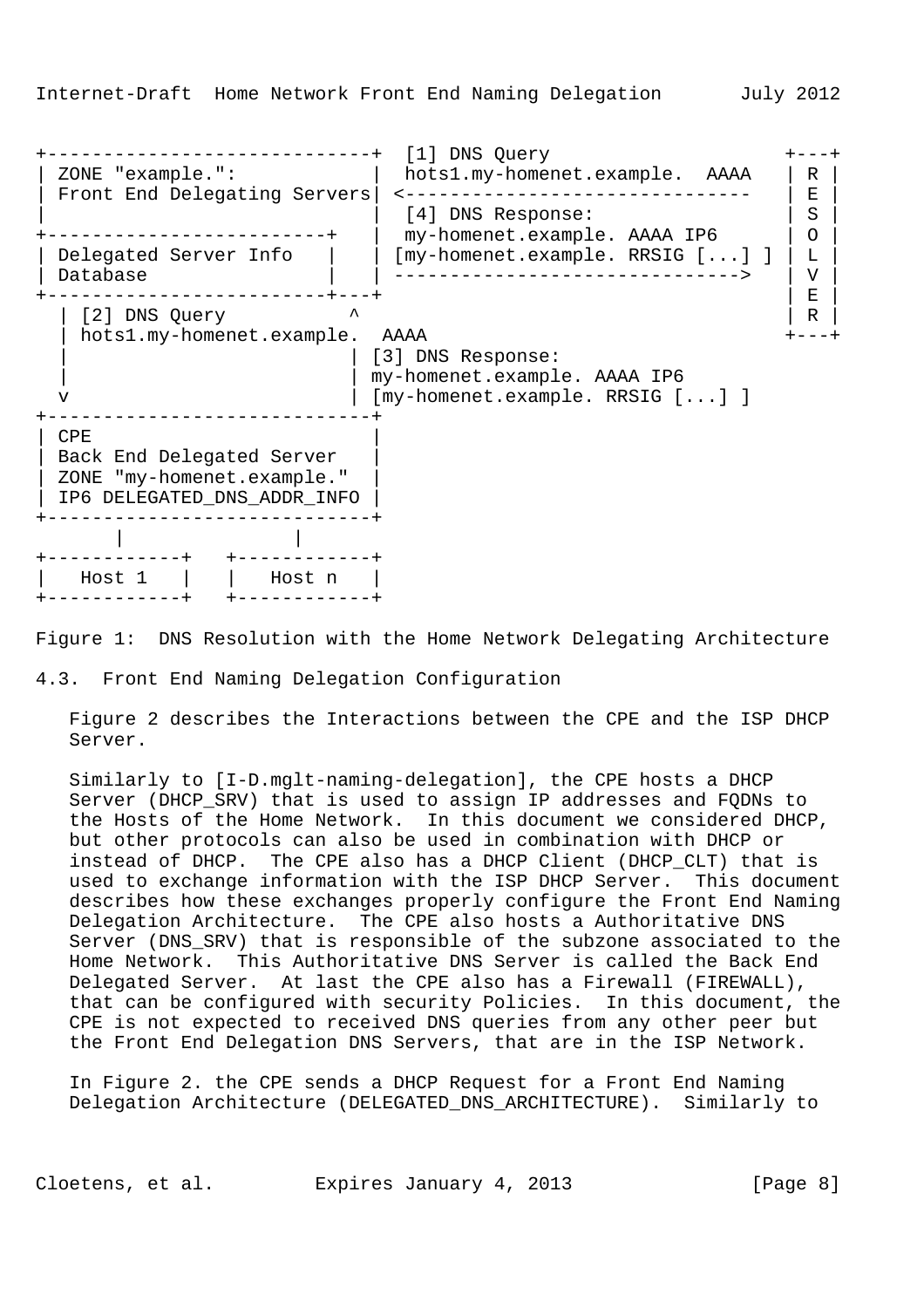```
+-----------------------------+  [1] DNS Query                  +---+
| ZONE "example.":            |  hots1.my-homenet.example.  AAAA  | R |
| Front End Delegating Servers| <-------------------------------  | E |
|                             |  [4] DNS Response:              | S |
+-------------------------+   |  my-homenet.example. AAAA IP6   | O |
| Delegated Server Info   |   | [my-homenet.example. RRSIG [...] ] | L |
| Database                |   | ------------------------------>  | V |
+-------------------------+---+                                 | E |
  | [2] DNS Query          ^                                    | R |
  | hots1.my-homenet.example.  AAAA                             +---+
  |                        | [3] DNS Response:
  |                        | my-homenet.example. AAAA IP6
  v                        | [my-homenet.example. RRSIG [...] ]
+-----------------------------+
| CPE                         |
| Back End Delegated Server   |
| ZONE "my-homenet.example."  |
| IP6 DELEGATED_DNS_ADDR_INFO |
+-----------------------------+
       |             |
+------------+   +------------+
|   Host 1   |   |   Host n   |
+------------+   +------------+
```

Figure 1: DNS Resolution with the Home Network Delegating Architecture

### 4.3. Front End Naming Delegation Configuration

Figure 2 describes the Interactions between the CPE and the ISP DHCP Server.

Similarly to [I-D.mglt-naming-delegation], the CPE hosts a DHCP Server (DHCP_SRV) that is used to assign IP addresses and FQDNs to the Hosts of the Home Network. In this document we considered DHCP, but other protocols can also be used in combination with DHCP or instead of DHCP. The CPE also has a DHCP Client (DHCP_CLT) that is used to exchange information with the ISP DHCP Server. This document describes how these exchanges properly configure the Front End Naming Delegation Architecture. The CPE also hosts a Authoritative DNS Server (DNS_SRV) that is responsible of the subzone associated to the Home Network. This Authoritative DNS Server is called the Back End Delegated Server. At last the CPE also has a Firewall (FIREWALL), that can be configured with security Policies. In this document, the CPE is not expected to received DNS queries from any other peer but the Front End Delegation DNS Servers, that are in the ISP Network.

In Figure 2. the CPE sends a DHCP Request for a Front End Naming Delegation Architecture (DELEGATED_DNS_ARCHITECTURE). Similarly to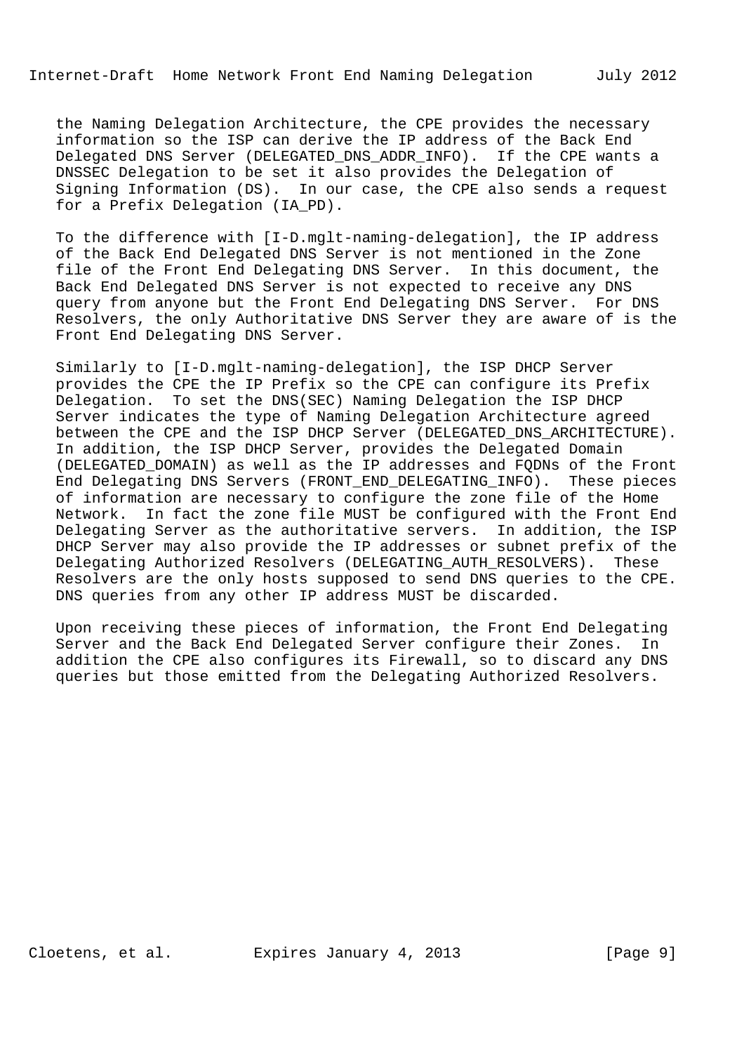the Naming Delegation Architecture, the CPE provides the necessary information so the ISP can derive the IP address of the Back End Delegated DNS Server (DELEGATED_DNS_ADDR_INFO). If the CPE wants a DNSSEC Delegation to be set it also provides the Delegation of Signing Information (DS). In our case, the CPE also sends a request for a Prefix Delegation (IA_PD).

To the difference with [I-D.mglt-naming-delegation], the IP address of the Back End Delegated DNS Server is not mentioned in the Zone file of the Front End Delegating DNS Server. In this document, the Back End Delegated DNS Server is not expected to receive any DNS query from anyone but the Front End Delegating DNS Server. For DNS Resolvers, the only Authoritative DNS Server they are aware of is the Front End Delegating DNS Server.

Similarly to [I-D.mglt-naming-delegation], the ISP DHCP Server provides the CPE the IP Prefix so the CPE can configure its Prefix Delegation. To set the DNS(SEC) Naming Delegation the ISP DHCP Server indicates the type of Naming Delegation Architecture agreed between the CPE and the ISP DHCP Server (DELEGATED_DNS_ARCHITECTURE). In addition, the ISP DHCP Server, provides the Delegated Domain (DELEGATED_DOMAIN) as well as the IP addresses and FQDNs of the Front End Delegating DNS Servers (FRONT_END_DELEGATING_INFO). These pieces of information are necessary to configure the zone file of the Home Network. In fact the zone file MUST be configured with the Front End Delegating Server as the authoritative servers. In addition, the ISP DHCP Server may also provide the IP addresses or subnet prefix of the Delegating Authorized Resolvers (DELEGATING_AUTH_RESOLVERS). These Resolvers are the only hosts supposed to send DNS queries to the CPE. DNS queries from any other IP address MUST be discarded.

Upon receiving these pieces of information, the Front End Delegating Server and the Back End Delegated Server configure their Zones. In addition the CPE also configures its Firewall, so to discard any DNS queries but those emitted from the Delegating Authorized Resolvers.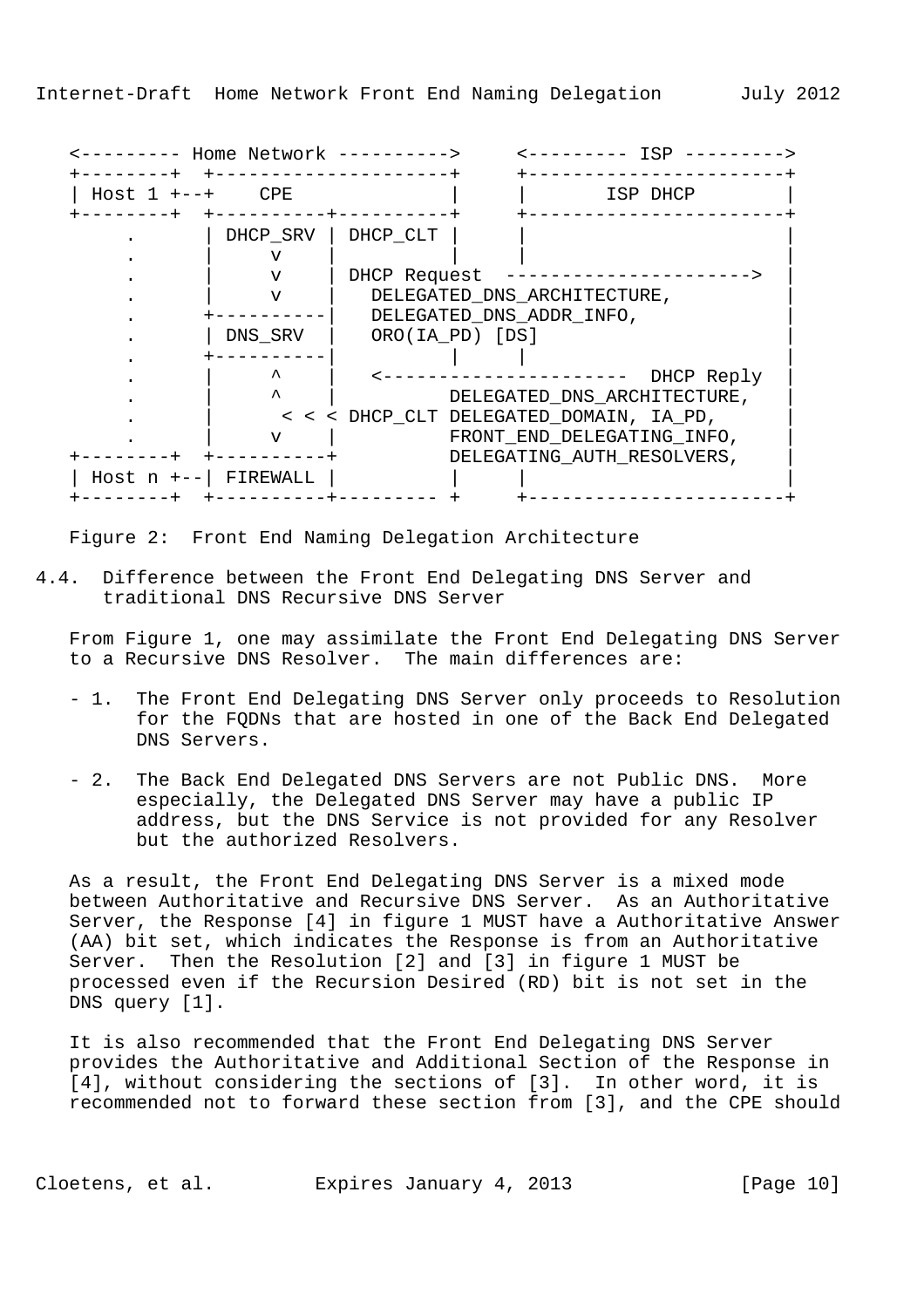```
   <--------- Home Network ---------->     <--------- ISP --------->
   +--------+  +---------------------+     +-----------------------+
   | Host 1 +--+    CPE              |     |       ISP DHCP        |
   +--------+  +----------+----------+     +-----------------------+
       .      | DHCP_SRV | DHCP_CLT |      |                       |
       .      |     v    |          |      |                       |
       .      |     v    | DHCP Request  ---------------------->   |
       .      |     v    |   DELEGATED_DNS_ARCHITECTURE,           |
       .      +----------|   DELEGATED_DNS_ADDR_INFO,              |
       .      | DNS_SRV  |   ORO(IA_PD) [DS]                       |
       .      +----------|          |      |                       |
       .      |     ^    |   <----------------------  DHCP Reply   |
       .      |     ^    |          DELEGATED_DNS_ARCHITECTURE,    |
       .      |      < < < DHCP_CLT DELEGATED_DOMAIN, IA_PD,       |
       .      |     v    |          FRONT_END_DELEGATING_INFO,     |
   +--------+  +----------+          DELEGATING_AUTH_RESOLVERS,    |
   | Host n +--| FIREWALL |          |      |                       |
   +--------+  +----------+--------- +     +-----------------------+
```

Figure 2: Front End Naming Delegation Architecture

## 4.4. Difference between the Front End Delegating DNS Server and traditional DNS Recursive DNS Server

From Figure 1, one may assimilate the Front End Delegating DNS Server to a Recursive DNS Resolver. The main differences are:

- 1. The Front End Delegating DNS Server only proceeds to Resolution for the FQDNs that are hosted in one of the Back End Delegated DNS Servers.

- 2. The Back End Delegated DNS Servers are not Public DNS. More especially, the Delegated DNS Server may have a public IP address, but the DNS Service is not provided for any Resolver but the authorized Resolvers.

As a result, the Front End Delegating DNS Server is a mixed mode between Authoritative and Recursive DNS Server. As an Authoritative Server, the Response [4] in figure 1 MUST have a Authoritative Answer (AA) bit set, which indicates the Response is from an Authoritative Server. Then the Resolution [2] and [3] in figure 1 MUST be processed even if the Recursion Desired (RD) bit is not set in the DNS query [1].

It is also recommended that the Front End Delegating DNS Server provides the Authoritative and Additional Section of the Response in [4], without considering the sections of [3]. In other word, it is recommended not to forward these section from [3], and the CPE should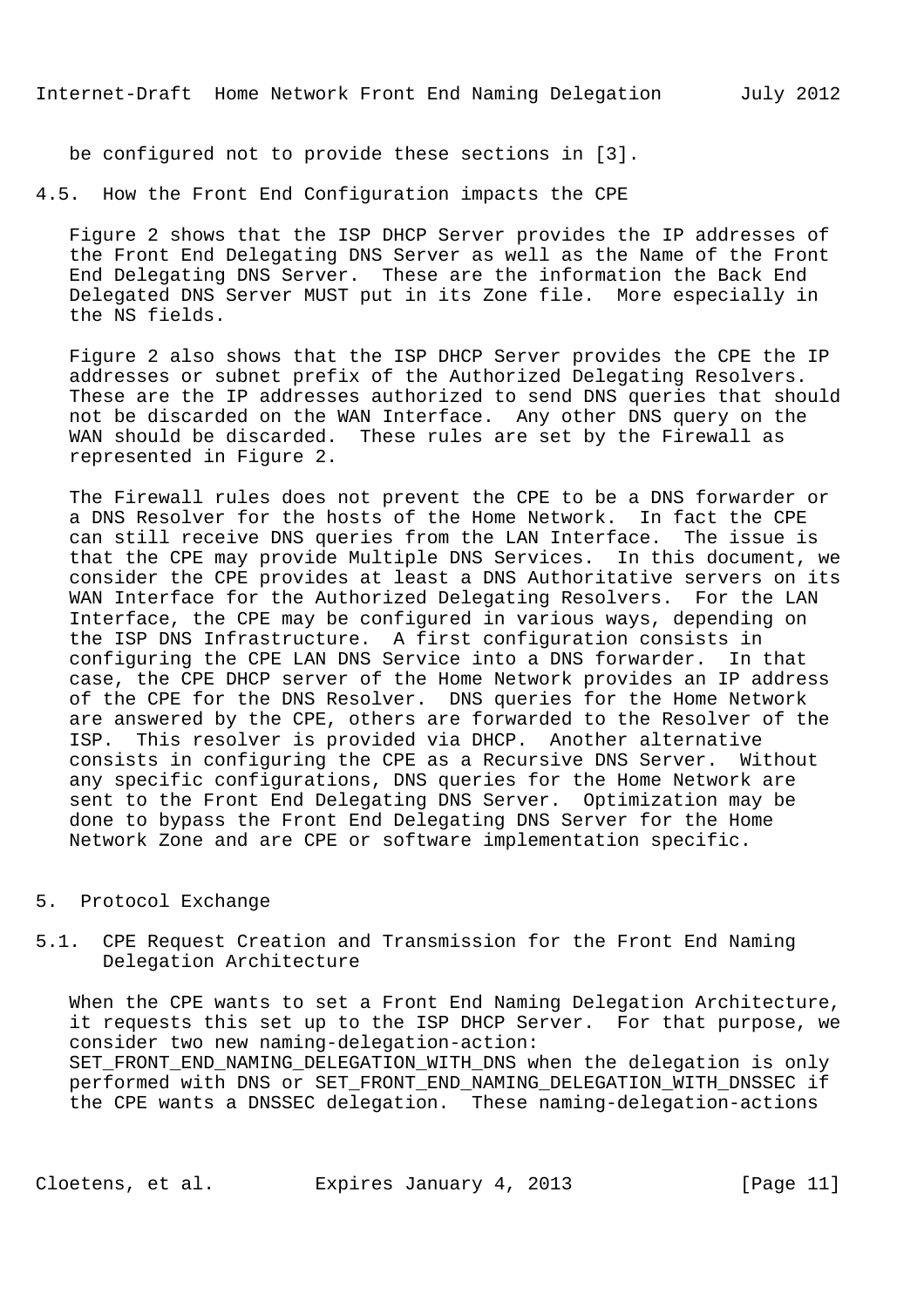be configured not to provide these sections in [3].

## 4.5. How the Front End Configuration impacts the CPE

Figure 2 shows that the ISP DHCP Server provides the IP addresses of the Front End Delegating DNS Server as well as the Name of the Front End Delegating DNS Server. These are the information the Back End Delegated DNS Server MUST put in its Zone file. More especially in the NS fields.

Figure 2 also shows that the ISP DHCP Server provides the CPE the IP addresses or subnet prefix of the Authorized Delegating Resolvers. These are the IP addresses authorized to send DNS queries that should not be discarded on the WAN Interface. Any other DNS query on the WAN should be discarded. These rules are set by the Firewall as represented in Figure 2.

The Firewall rules does not prevent the CPE to be a DNS forwarder or a DNS Resolver for the hosts of the Home Network. In fact the CPE can still receive DNS queries from the LAN Interface. The issue is that the CPE may provide Multiple DNS Services. In this document, we consider the CPE provides at least a DNS Authoritative servers on its WAN Interface for the Authorized Delegating Resolvers. For the LAN Interface, the CPE may be configured in various ways, depending on the ISP DNS Infrastructure. A first configuration consists in configuring the CPE LAN DNS Service into a DNS forwarder. In that case, the CPE DHCP server of the Home Network provides an IP address of the CPE for the DNS Resolver. DNS queries for the Home Network are answered by the CPE, others are forwarded to the Resolver of the ISP. This resolver is provided via DHCP. Another alternative consists in configuring the CPE as a Recursive DNS Server. Without any specific configurations, DNS queries for the Home Network are sent to the Front End Delegating DNS Server. Optimization may be done to bypass the Front End Delegating DNS Server for the Home Network Zone and are CPE or software implementation specific.

# 5. Protocol Exchange

## 5.1. CPE Request Creation and Transmission for the Front End Naming Delegation Architecture

When the CPE wants to set a Front End Naming Delegation Architecture, it requests this set up to the ISP DHCP Server. For that purpose, we consider two new naming-delegation-action: SET_FRONT_END_NAMING_DELEGATION_WITH_DNS when the delegation is only performed with DNS or SET_FRONT_END_NAMING_DELEGATION_WITH_DNSSEC if the CPE wants a DNSSEC delegation. These naming-delegation-actions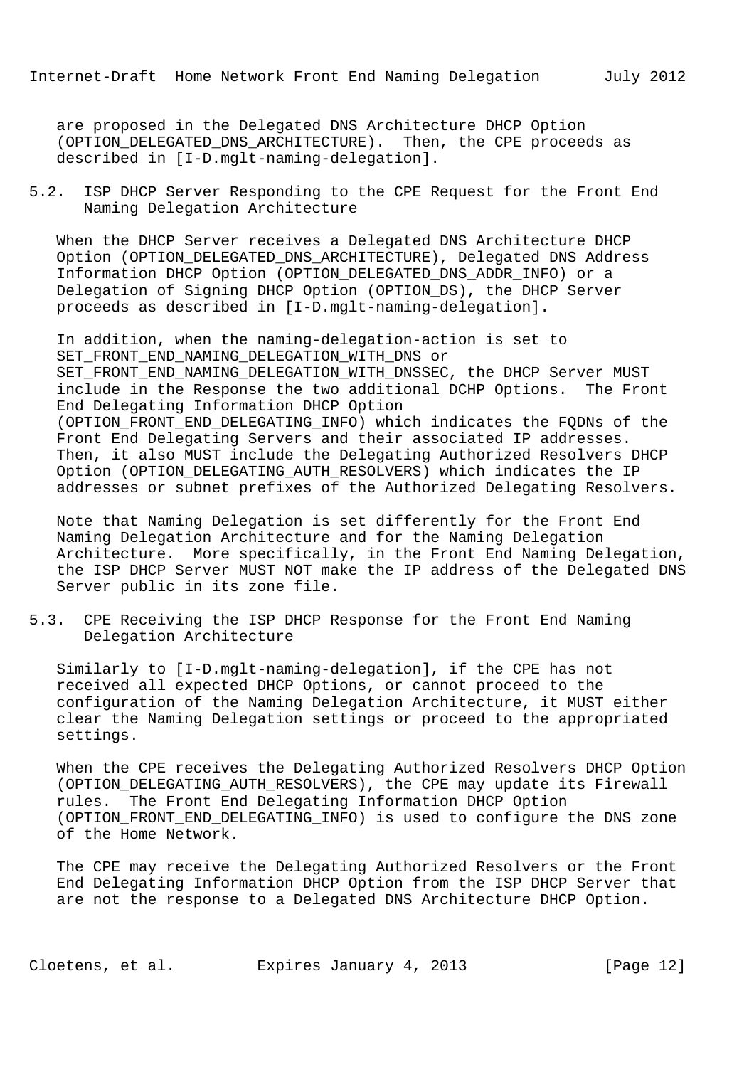are proposed in the Delegated DNS Architecture DHCP Option (OPTION_DELEGATED_DNS_ARCHITECTURE). Then, the CPE proceeds as described in [I-D.mglt-naming-delegation].

## 5.2. ISP DHCP Server Responding to the CPE Request for the Front End Naming Delegation Architecture

When the DHCP Server receives a Delegated DNS Architecture DHCP Option (OPTION_DELEGATED_DNS_ARCHITECTURE), Delegated DNS Address Information DHCP Option (OPTION_DELEGATED_DNS_ADDR_INFO) or a Delegation of Signing DHCP Option (OPTION_DS), the DHCP Server proceeds as described in [I-D.mglt-naming-delegation].

In addition, when the naming-delegation-action is set to SET_FRONT_END_NAMING_DELEGATION_WITH_DNS or SET_FRONT_END_NAMING_DELEGATION_WITH_DNSSEC, the DHCP Server MUST include in the Response the two additional DCHP Options. The Front End Delegating Information DHCP Option (OPTION_FRONT_END_DELEGATING_INFO) which indicates the FQDNs of the Front End Delegating Servers and their associated IP addresses. Then, it also MUST include the Delegating Authorized Resolvers DHCP Option (OPTION_DELEGATING_AUTH_RESOLVERS) which indicates the IP addresses or subnet prefixes of the Authorized Delegating Resolvers.

Note that Naming Delegation is set differently for the Front End Naming Delegation Architecture and for the Naming Delegation Architecture. More specifically, in the Front End Naming Delegation, the ISP DHCP Server MUST NOT make the IP address of the Delegated DNS Server public in its zone file.

## 5.3. CPE Receiving the ISP DHCP Response for the Front End Naming Delegation Architecture

Similarly to [I-D.mglt-naming-delegation], if the CPE has not received all expected DHCP Options, or cannot proceed to the configuration of the Naming Delegation Architecture, it MUST either clear the Naming Delegation settings or proceed to the appropriated settings.

When the CPE receives the Delegating Authorized Resolvers DHCP Option (OPTION_DELEGATING_AUTH_RESOLVERS), the CPE may update its Firewall rules. The Front End Delegating Information DHCP Option (OPTION_FRONT_END_DELEGATING_INFO) is used to configure the DNS zone of the Home Network.

The CPE may receive the Delegating Authorized Resolvers or the Front End Delegating Information DHCP Option from the ISP DHCP Server that are not the response to a Delegated DNS Architecture DHCP Option.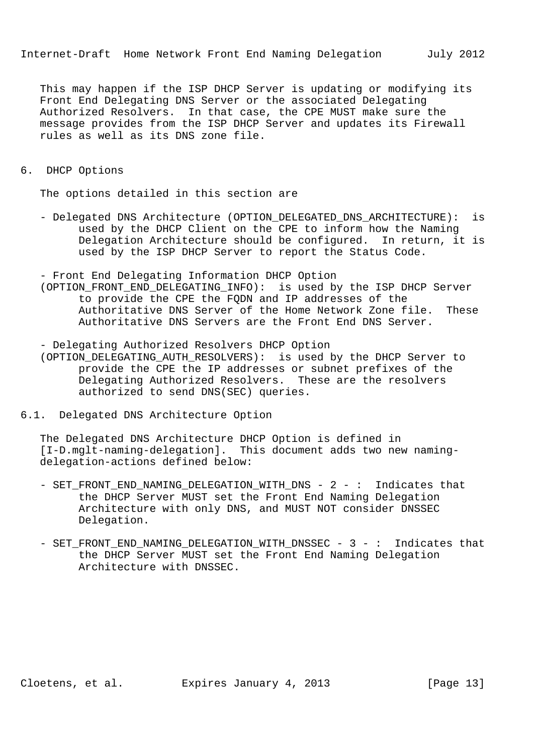This may happen if the ISP DHCP Server is updating or modifying its Front End Delegating DNS Server or the associated Delegating Authorized Resolvers. In that case, the CPE MUST make sure the message provides from the ISP DHCP Server and updates its Firewall rules as well as its DNS zone file.

## 6. DHCP Options

The options detailed in this section are

- Delegated DNS Architecture (OPTION_DELEGATED_DNS_ARCHITECTURE): is used by the DHCP Client on the CPE to inform how the Naming Delegation Architecture should be configured. In return, it is used by the ISP DHCP Server to report the Status Code.

- Front End Delegating Information DHCP Option (OPTION_FRONT_END_DELEGATING_INFO): is used by the ISP DHCP Server to provide the CPE the FQDN and IP addresses of the Authoritative DNS Server of the Home Network Zone file. These Authoritative DNS Servers are the Front End DNS Server.

- Delegating Authorized Resolvers DHCP Option (OPTION_DELEGATING_AUTH_RESOLVERS): is used by the DHCP Server to provide the CPE the IP addresses or subnet prefixes of the Delegating Authorized Resolvers. These are the resolvers authorized to send DNS(SEC) queries.

### 6.1. Delegated DNS Architecture Option

The Delegated DNS Architecture DHCP Option is defined in [I-D.mglt-naming-delegation]. This document adds two new naming-delegation-actions defined below:

- SET_FRONT_END_NAMING_DELEGATION_WITH_DNS - 2 - : Indicates that the DHCP Server MUST set the Front End Naming Delegation Architecture with only DNS, and MUST NOT consider DNSSEC Delegation.

- SET_FRONT_END_NAMING_DELEGATION_WITH_DNSSEC - 3 - : Indicates that the DHCP Server MUST set the Front End Naming Delegation Architecture with DNSSEC.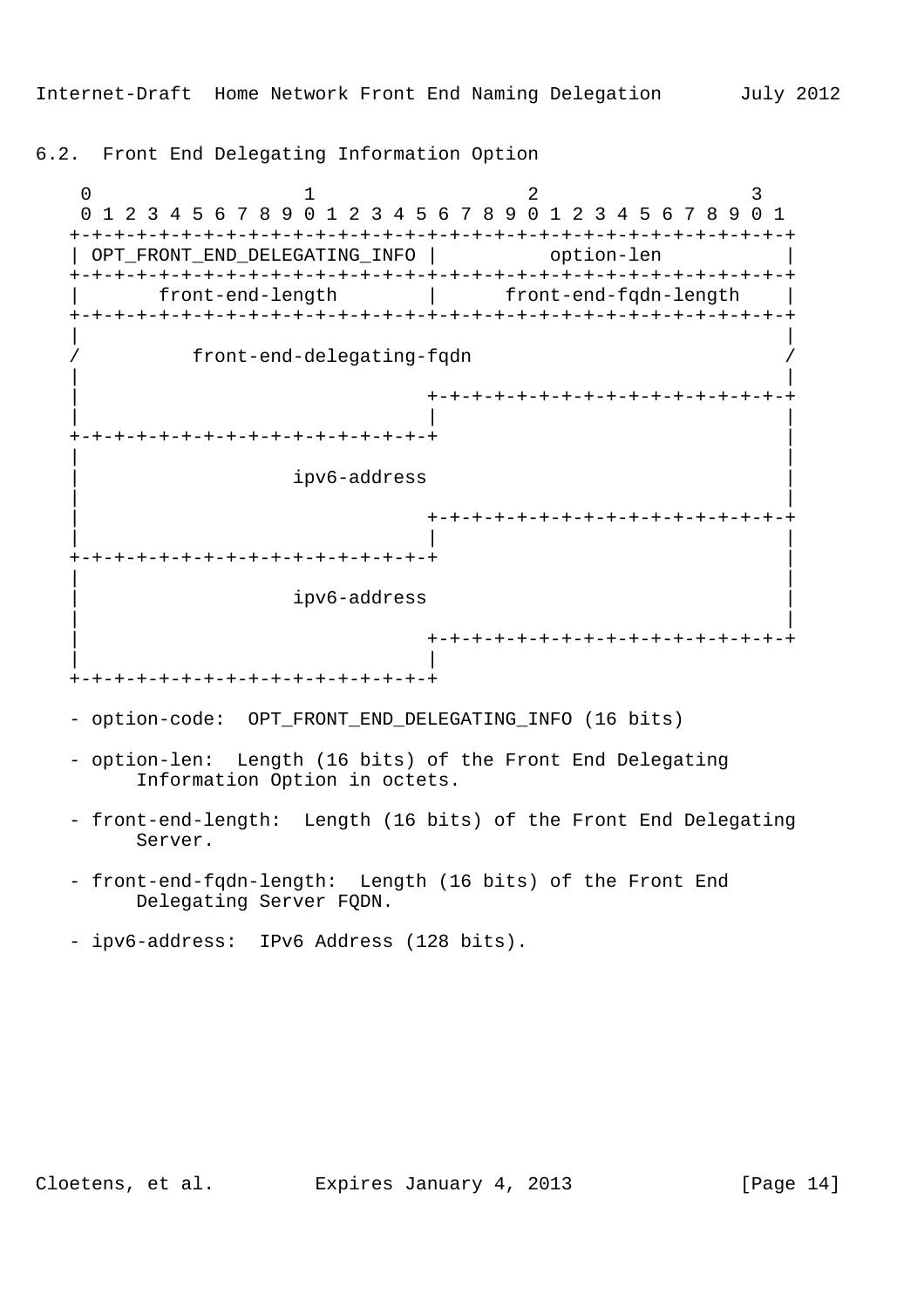### 6.2. Front End Delegating Information Option

```
    0                   1                   2                   3
    0 1 2 3 4 5 6 7 8 9 0 1 2 3 4 5 6 7 8 9 0 1 2 3 4 5 6 7 8 9 0 1
   +-+-+-+-+-+-+-+-+-+-+-+-+-+-+-+-+-+-+-+-+-+-+-+-+-+-+-+-+-+-+-+-+
   | OPT_FRONT_END_DELEGATING_INFO |          option-len           |
   +-+-+-+-+-+-+-+-+-+-+-+-+-+-+-+-+-+-+-+-+-+-+-+-+-+-+-+-+-+-+-+-+
   |       front-end-length        |      front-end-fqdn-length    |
   +-+-+-+-+-+-+-+-+-+-+-+-+-+-+-+-+-+-+-+-+-+-+-+-+-+-+-+-+-+-+-+-+
   |                                                               |
   /          front-end-delegating-fqdn                            /
   |                                                               |
   |                               +-+-+-+-+-+-+-+-+-+-+-+-+-+-+-+-+
   |                               |                               |
   +-+-+-+-+-+-+-+-+-+-+-+-+-+-+-+-+                               |
   |                                                               |
   |                  ipv6-address                                 |
   |                                                               |
   |                               +-+-+-+-+-+-+-+-+-+-+-+-+-+-+-+-+
   |                               |                               |
   +-+-+-+-+-+-+-+-+-+-+-+-+-+-+-+-+                               |
   |                                                               |
   |                  ipv6-address                                 |
   |                                                               |
   |                               +-+-+-+-+-+-+-+-+-+-+-+-+-+-+-+-+
   |                               |
   +-+-+-+-+-+-+-+-+-+-+-+-+-+-+-+-+
```

- option-code: OPT_FRONT_END_DELEGATING_INFO (16 bits)

- option-len: Length (16 bits) of the Front End Delegating Information Option in octets.

- front-end-length: Length (16 bits) of the Front End Delegating Server.

- front-end-fqdn-length: Length (16 bits) of the Front End Delegating Server FQDN.

- ipv6-address: IPv6 Address (128 bits).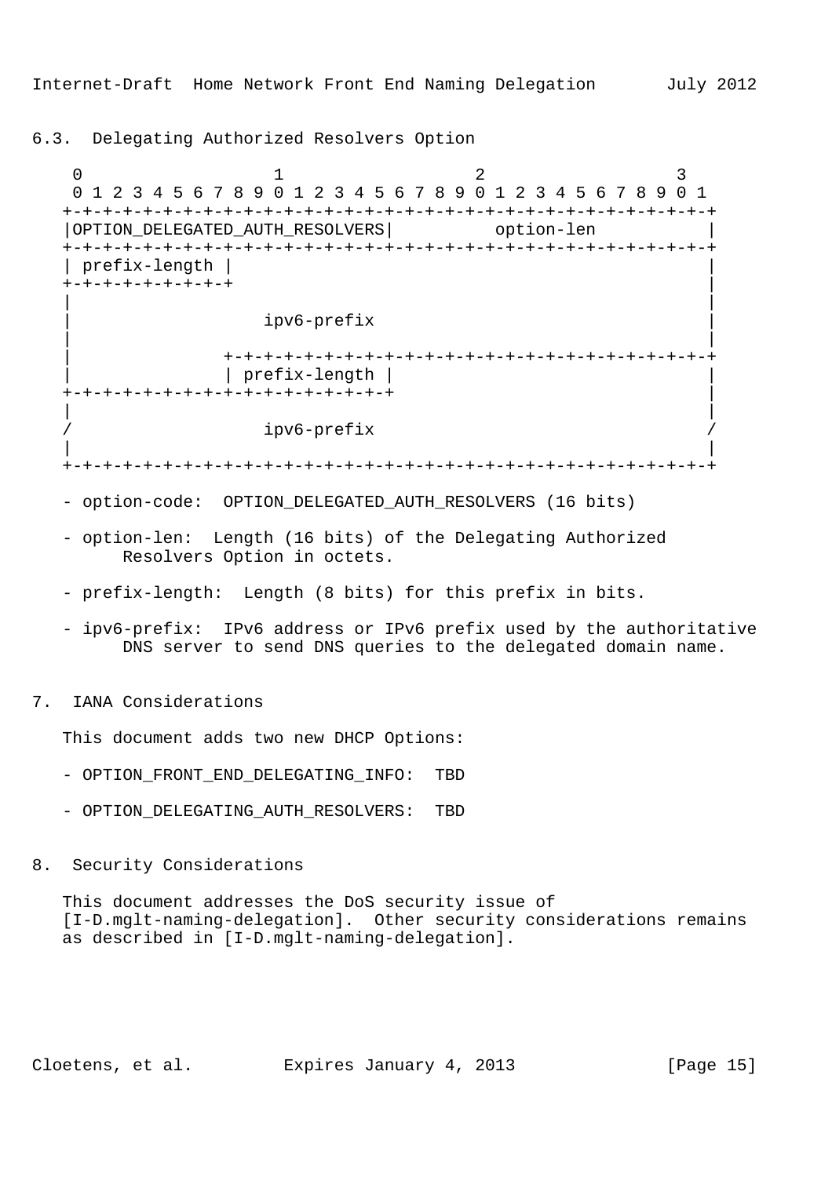## 6.3. Delegating Authorized Resolvers Option

```
    0                   1                   2                   3
    0 1 2 3 4 5 6 7 8 9 0 1 2 3 4 5 6 7 8 9 0 1 2 3 4 5 6 7 8 9 0 1
   +-+-+-+-+-+-+-+-+-+-+-+-+-+-+-+-+-+-+-+-+-+-+-+-+-+-+-+-+-+-+-+-+
   |OPTION_DELEGATED_AUTH_RESOLVERS|          option-len           |
   +-+-+-+-+-+-+-+-+-+-+-+-+-+-+-+-+-+-+-+-+-+-+-+-+-+-+-+-+-+-+-+-+
   | prefix-length |                                               |
   +-+-+-+-+-+-+-+-+                                               |
   |                                                               |
   |                  ipv6-prefix                                  |
   |                                                               |
   |               +-+-+-+-+-+-+-+-+-+-+-+-+-+-+-+-+-+-+-+-+-+-+-+-+
   |               | prefix-length |                               |
   +-+-+-+-+-+-+-+-+-+-+-+-+-+-+-+-+                               |
   |                                                               |
   /                  ipv6-prefix                                  /
   |                                                               |
   +-+-+-+-+-+-+-+-+-+-+-+-+-+-+-+-+-+-+-+-+-+-+-+-+-+-+-+-+-+-+-+-+
```

- option-code: OPTION_DELEGATED_AUTH_RESOLVERS (16 bits)

- option-len: Length (16 bits) of the Delegating Authorized Resolvers Option in octets.

- prefix-length: Length (8 bits) for this prefix in bits.

- ipv6-prefix: IPv6 address or IPv6 prefix used by the authoritative DNS server to send DNS queries to the delegated domain name.

## 7. IANA Considerations

This document adds two new DHCP Options:

- OPTION_FRONT_END_DELEGATING_INFO: TBD

- OPTION_DELEGATING_AUTH_RESOLVERS: TBD

## 8. Security Considerations

This document addresses the DoS security issue of [I-D.mglt-naming-delegation]. Other security considerations remains as described in [I-D.mglt-naming-delegation].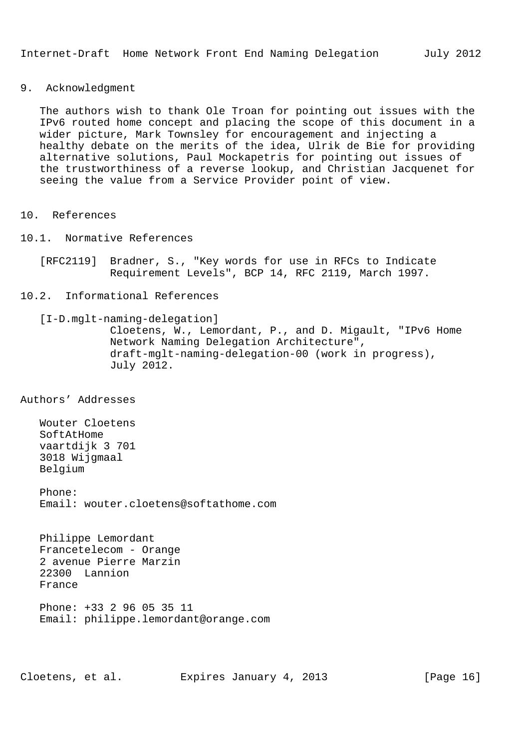## 9. Acknowledgment

The authors wish to thank Ole Troan for pointing out issues with the IPv6 routed home concept and placing the scope of this document in a wider picture, Mark Townsley for encouragement and injecting a healthy debate on the merits of the idea, Ulrik de Bie for providing alternative solutions, Paul Mockapetris for pointing out issues of the trustworthiness of a reverse lookup, and Christian Jacquenet for seeing the value from a Service Provider point of view.

## 10. References

### 10.1. Normative References

[RFC2119] Bradner, S., "Key words for use in RFCs to Indicate Requirement Levels", BCP 14, RFC 2119, March 1997.

### 10.2. Informational References

[I-D.mglt-naming-delegation]
Cloetens, W., Lemordant, P., and D. Migault, "IPv6 Home Network Naming Delegation Architecture", draft-mglt-naming-delegation-00 (work in progress), July 2012.

## Authors' Addresses

Wouter Cloetens
SoftAtHome
vaartdijk 3 701
3018 Wijgmaal
Belgium

Phone:
Email: wouter.cloetens@softathome.com

Philippe Lemordant
Francetelecom - Orange
2 avenue Pierre Marzin
22300 Lannion
France

Phone: +33 2 96 05 35 11
Email: philippe.lemordant@orange.com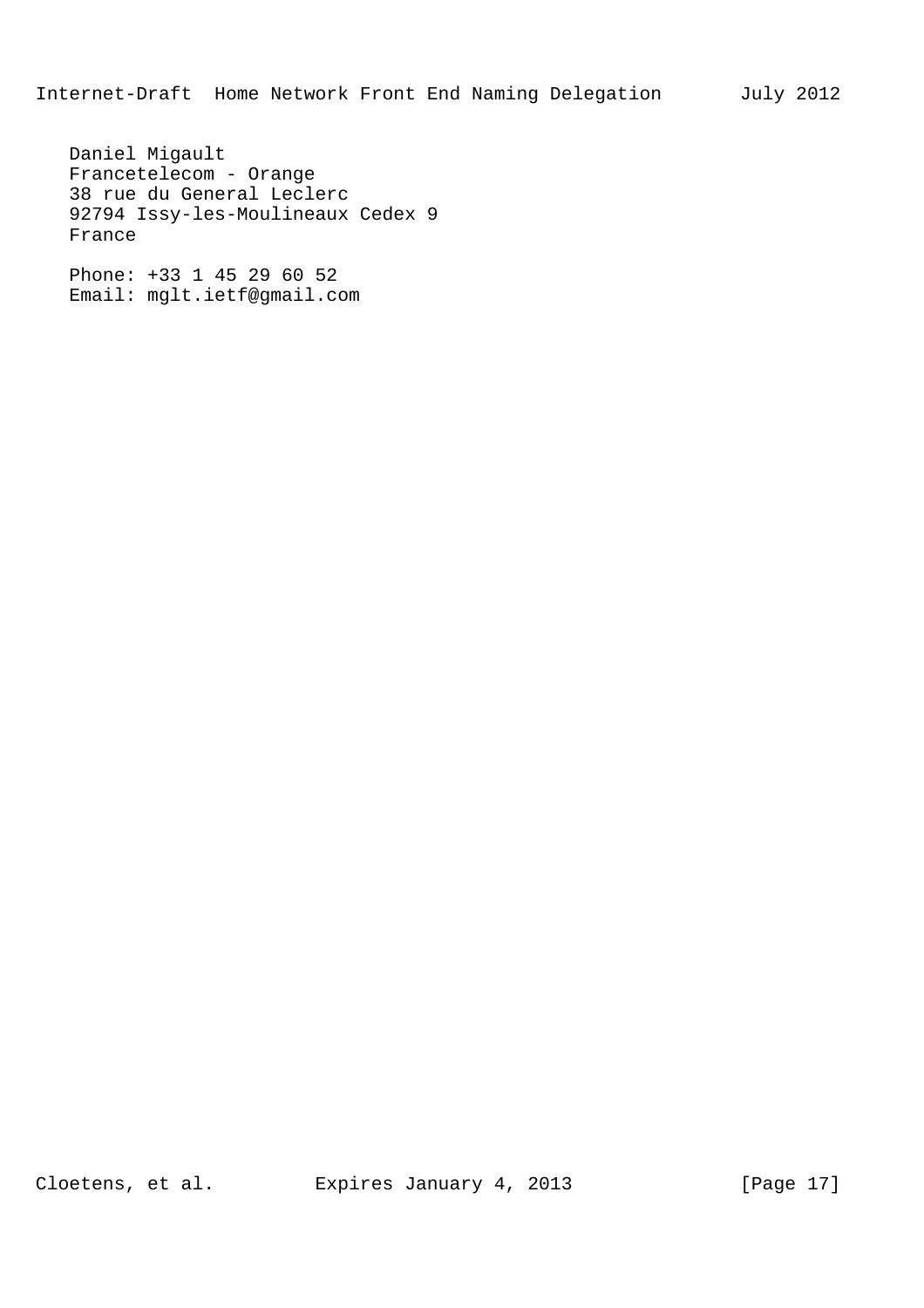Daniel Migault
Francetelecom - Orange
38 rue du General Leclerc
92794 Issy-les-Moulineaux Cedex 9
France

Phone: +33 1 45 29 60 52
Email: mglt.ietf@gmail.com